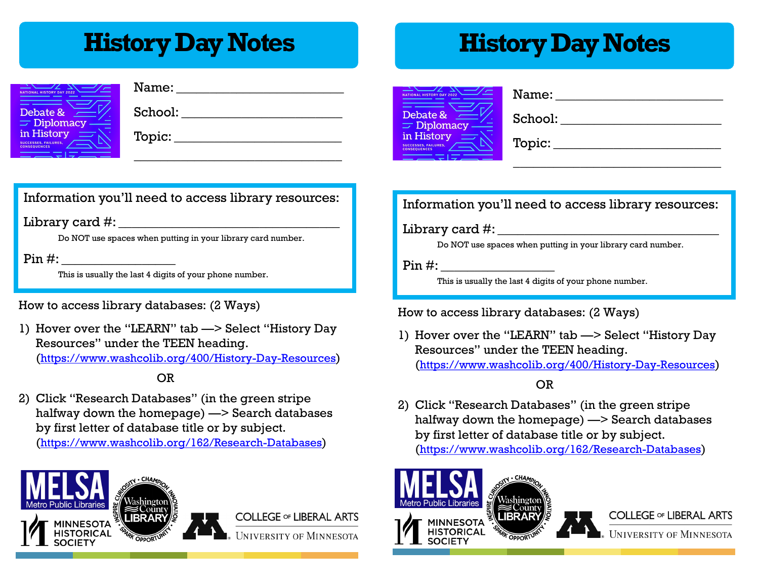# History Day Notes

NATIONAL HISTORY DAY 2022

Debate & Diplomacy in History

SUCCESSES, FAILURES, CONSEQUENCES

Name: ______________________

School: ______________________

Topic: ______________________

______________________

Information you'll need to access library resources:

Library card #: ______________________

Do NOT use spaces when putting in your library card number.

Pin #: ______________

This is usually the last 4 digits of your phone number.

How to access library databases: (2 Ways)

1) Hover over the "LEARN" tab —> Select "History Day Resources" under the TEEN heading. (https://www.washcolib.org/400/History-Day-Resources)

OR

2) Click "Research Databases" (in the green stripe halfway down the homepage) —> Search databases by first letter of database title or by subject. (https://www.washcolib.org/162/Research-Databases)

MELSA Metro Public Libraries

Minnesota Historical Society

Washington County Library — Inspire Curiosity • Champion Innovation • Spark Opportunity

College of Liberal Arts, University of Minnesota

# History Day Notes

NATIONAL HISTORY DAY 2022

Debate & Diplomacy in History

SUCCESSES, FAILURES, CONSEQUENCES

Name: ______________________

School: ______________________

Topic: ______________________

______________________

Information you'll need to access library resources:

Library card #: ______________________

Do NOT use spaces when putting in your library card number.

Pin #: ______________

This is usually the last 4 digits of your phone number.

How to access library databases: (2 Ways)

1) Hover over the "LEARN" tab —> Select "History Day Resources" under the TEEN heading. (https://www.washcolib.org/400/History-Day-Resources)

OR

2) Click "Research Databases" (in the green stripe halfway down the homepage) —> Search databases by first letter of database title or by subject. (https://www.washcolib.org/162/Research-Databases)

MELSA Metro Public Libraries

Minnesota Historical Society

Washington County Library — Inspire Curiosity • Champion Innovation • Spark Opportunity

College of Liberal Arts, University of Minnesota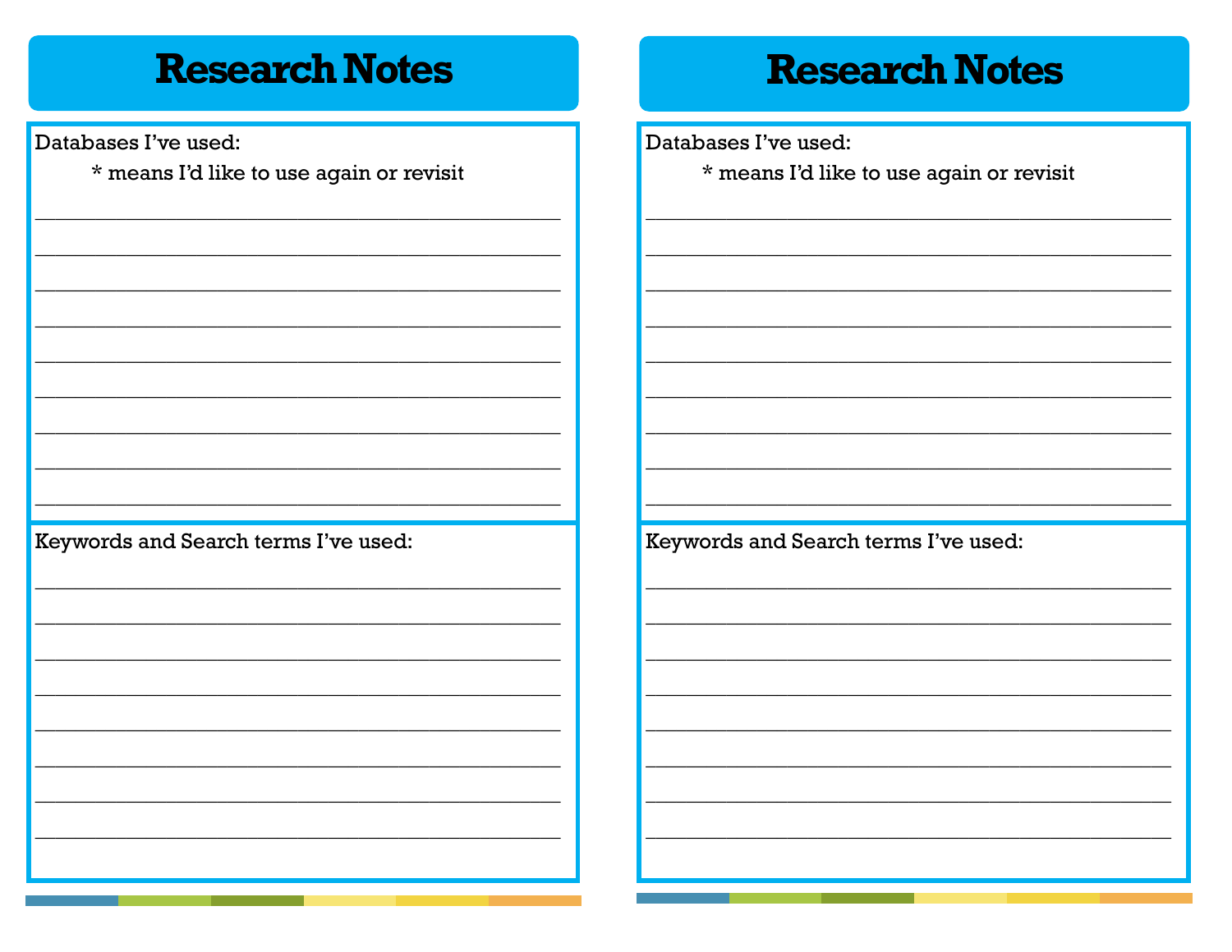# Research Notes

Databases I've used:

* means I'd like to use again or revisit

\_\_\_\_\_\_\_\_\_\_\_\_\_\_\_\_\_\_\_\_\_\_\_\_\_\_\_\_\_\_\_\_\_\_\_\_\_\_\_\_\_\_\_\_

\_\_\_\_\_\_\_\_\_\_\_\_\_\_\_\_\_\_\_\_\_\_\_\_\_\_\_\_\_\_\_\_\_\_\_\_\_\_\_\_\_\_\_\_

\_\_\_\_\_\_\_\_\_\_\_\_\_\_\_\_\_\_\_\_\_\_\_\_\_\_\_\_\_\_\_\_\_\_\_\_\_\_\_\_\_\_\_\_

\_\_\_\_\_\_\_\_\_\_\_\_\_\_\_\_\_\_\_\_\_\_\_\_\_\_\_\_\_\_\_\_\_\_\_\_\_\_\_\_\_\_\_\_

\_\_\_\_\_\_\_\_\_\_\_\_\_\_\_\_\_\_\_\_\_\_\_\_\_\_\_\_\_\_\_\_\_\_\_\_\_\_\_\_\_\_\_\_

\_\_\_\_\_\_\_\_\_\_\_\_\_\_\_\_\_\_\_\_\_\_\_\_\_\_\_\_\_\_\_\_\_\_\_\_\_\_\_\_\_\_\_\_

\_\_\_\_\_\_\_\_\_\_\_\_\_\_\_\_\_\_\_\_\_\_\_\_\_\_\_\_\_\_\_\_\_\_\_\_\_\_\_\_\_\_\_\_

\_\_\_\_\_\_\_\_\_\_\_\_\_\_\_\_\_\_\_\_\_\_\_\_\_\_\_\_\_\_\_\_\_\_\_\_\_\_\_\_\_\_\_\_

\_\_\_\_\_\_\_\_\_\_\_\_\_\_\_\_\_\_\_\_\_\_\_\_\_\_\_\_\_\_\_\_\_\_\_\_\_\_\_\_\_\_\_\_

Keywords and Search terms I've used:

\_\_\_\_\_\_\_\_\_\_\_\_\_\_\_\_\_\_\_\_\_\_\_\_\_\_\_\_\_\_\_\_\_\_\_\_\_\_\_\_\_\_\_\_

\_\_\_\_\_\_\_\_\_\_\_\_\_\_\_\_\_\_\_\_\_\_\_\_\_\_\_\_\_\_\_\_\_\_\_\_\_\_\_\_\_\_\_\_

\_\_\_\_\_\_\_\_\_\_\_\_\_\_\_\_\_\_\_\_\_\_\_\_\_\_\_\_\_\_\_\_\_\_\_\_\_\_\_\_\_\_\_\_

\_\_\_\_\_\_\_\_\_\_\_\_\_\_\_\_\_\_\_\_\_\_\_\_\_\_\_\_\_\_\_\_\_\_\_\_\_\_\_\_\_\_\_\_

\_\_\_\_\_\_\_\_\_\_\_\_\_\_\_\_\_\_\_\_\_\_\_\_\_\_\_\_\_\_\_\_\_\_\_\_\_\_\_\_\_\_\_\_

\_\_\_\_\_\_\_\_\_\_\_\_\_\_\_\_\_\_\_\_\_\_\_\_\_\_\_\_\_\_\_\_\_\_\_\_\_\_\_\_\_\_\_\_

\_\_\_\_\_\_\_\_\_\_\_\_\_\_\_\_\_\_\_\_\_\_\_\_\_\_\_\_\_\_\_\_\_\_\_\_\_\_\_\_\_\_\_\_

\_\_\_\_\_\_\_\_\_\_\_\_\_\_\_\_\_\_\_\_\_\_\_\_\_\_\_\_\_\_\_\_\_\_\_\_\_\_\_\_\_\_\_\_

# Research Notes

Databases I've used:

* means I'd like to use again or revisit

\_\_\_\_\_\_\_\_\_\_\_\_\_\_\_\_\_\_\_\_\_\_\_\_\_\_\_\_\_\_\_\_\_\_\_\_\_\_\_\_\_\_\_\_

\_\_\_\_\_\_\_\_\_\_\_\_\_\_\_\_\_\_\_\_\_\_\_\_\_\_\_\_\_\_\_\_\_\_\_\_\_\_\_\_\_\_\_\_

\_\_\_\_\_\_\_\_\_\_\_\_\_\_\_\_\_\_\_\_\_\_\_\_\_\_\_\_\_\_\_\_\_\_\_\_\_\_\_\_\_\_\_\_

\_\_\_\_\_\_\_\_\_\_\_\_\_\_\_\_\_\_\_\_\_\_\_\_\_\_\_\_\_\_\_\_\_\_\_\_\_\_\_\_\_\_\_\_

\_\_\_\_\_\_\_\_\_\_\_\_\_\_\_\_\_\_\_\_\_\_\_\_\_\_\_\_\_\_\_\_\_\_\_\_\_\_\_\_\_\_\_\_

\_\_\_\_\_\_\_\_\_\_\_\_\_\_\_\_\_\_\_\_\_\_\_\_\_\_\_\_\_\_\_\_\_\_\_\_\_\_\_\_\_\_\_\_

\_\_\_\_\_\_\_\_\_\_\_\_\_\_\_\_\_\_\_\_\_\_\_\_\_\_\_\_\_\_\_\_\_\_\_\_\_\_\_\_\_\_\_\_

\_\_\_\_\_\_\_\_\_\_\_\_\_\_\_\_\_\_\_\_\_\_\_\_\_\_\_\_\_\_\_\_\_\_\_\_\_\_\_\_\_\_\_\_

\_\_\_\_\_\_\_\_\_\_\_\_\_\_\_\_\_\_\_\_\_\_\_\_\_\_\_\_\_\_\_\_\_\_\_\_\_\_\_\_\_\_\_\_

Keywords and Search terms I've used:

\_\_\_\_\_\_\_\_\_\_\_\_\_\_\_\_\_\_\_\_\_\_\_\_\_\_\_\_\_\_\_\_\_\_\_\_\_\_\_\_\_\_\_\_

\_\_\_\_\_\_\_\_\_\_\_\_\_\_\_\_\_\_\_\_\_\_\_\_\_\_\_\_\_\_\_\_\_\_\_\_\_\_\_\_\_\_\_\_

\_\_\_\_\_\_\_\_\_\_\_\_\_\_\_\_\_\_\_\_\_\_\_\_\_\_\_\_\_\_\_\_\_\_\_\_\_\_\_\_\_\_\_\_

\_\_\_\_\_\_\_\_\_\_\_\_\_\_\_\_\_\_\_\_\_\_\_\_\_\_\_\_\_\_\_\_\_\_\_\_\_\_\_\_\_\_\_\_

\_\_\_\_\_\_\_\_\_\_\_\_\_\_\_\_\_\_\_\_\_\_\_\_\_\_\_\_\_\_\_\_\_\_\_\_\_\_\_\_\_\_\_\_

\_\_\_\_\_\_\_\_\_\_\_\_\_\_\_\_\_\_\_\_\_\_\_\_\_\_\_\_\_\_\_\_\_\_\_\_\_\_\_\_\_\_\_\_

\_\_\_\_\_\_\_\_\_\_\_\_\_\_\_\_\_\_\_\_\_\_\_\_\_\_\_\_\_\_\_\_\_\_\_\_\_\_\_\_\_\_\_\_

\_\_\_\_\_\_\_\_\_\_\_\_\_\_\_\_\_\_\_\_\_\_\_\_\_\_\_\_\_\_\_\_\_\_\_\_\_\_\_\_\_\_\_\_